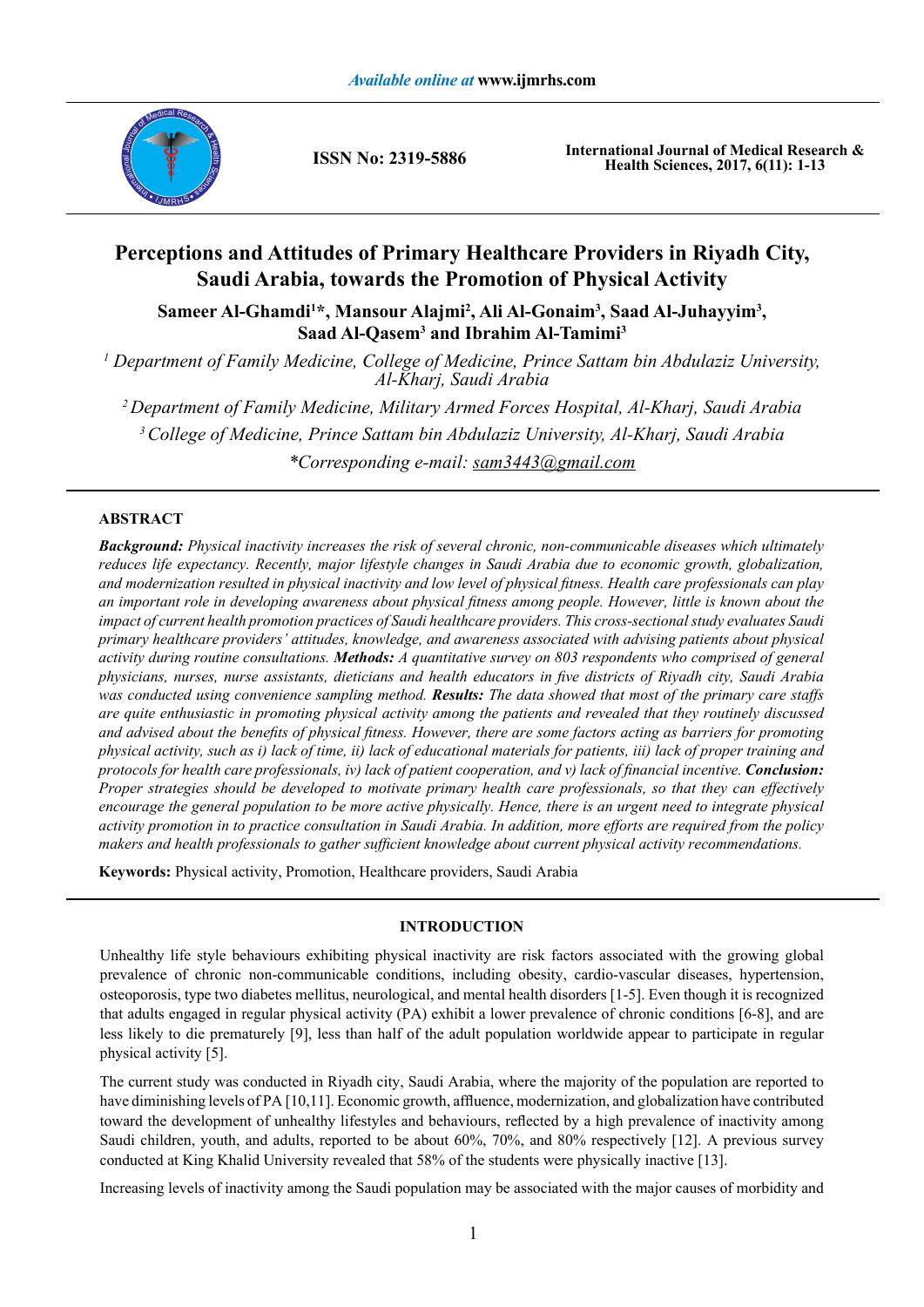# Perceptions and Attitudes of Primary Healthcare Providers in Riyadh City, Saudi Arabia, towards the Promotion of Physical Activity

**Sameer Al-Ghamdi[1]\*, Mansour Alajmi[2], Ali Al-Gonaim[3], Saad Al-Juhayyim[3], Saad Al-Qasem[3] and Ibrahim Al-Tamimi[3]**

*[1] Department of Family Medicine, College of Medicine, Prince Sattam bin Abdulaziz University, Al-Kharj, Saudi Arabia*

*[2] Department of Family Medicine, Military Armed Forces Hospital, Al-Kharj, Saudi Arabia*

*[3] College of Medicine, Prince Sattam bin Abdulaziz University, Al-Kharj, Saudi Arabia*

*\*Corresponding e-mail: sam3443@gmail.com*

## ABSTRACT

***Background:*** *Physical inactivity increases the risk of several chronic, non-communicable diseases which ultimately reduces life expectancy. Recently, major lifestyle changes in Saudi Arabia due to economic growth, globalization, and modernization resulted in physical inactivity and low level of physical fitness. Health care professionals can play an important role in developing awareness about physical fitness among people. However, little is known about the impact of current health promotion practices of Saudi healthcare providers. This cross-sectional study evaluates Saudi primary healthcare providers' attitudes, knowledge, and awareness associated with advising patients about physical activity during routine consultations.* ***Methods:*** *A quantitative survey on 803 respondents who comprised of general physicians, nurses, nurse assistants, dieticians and health educators in five districts of Riyadh city, Saudi Arabia was conducted using convenience sampling method.* ***Results:*** *The data showed that most of the primary care staffs are quite enthusiastic in promoting physical activity among the patients and revealed that they routinely discussed and advised about the benefits of physical fitness. However, there are some factors acting as barriers for promoting physical activity, such as i) lack of time, ii) lack of educational materials for patients, iii) lack of proper training and protocols for health care professionals, iv) lack of patient cooperation, and v) lack of financial incentive.* ***Conclusion:*** *Proper strategies should be developed to motivate primary health care professionals, so that they can effectively encourage the general population to be more active physically. Hence, there is an urgent need to integrate physical activity promotion in to practice consultation in Saudi Arabia. In addition, more efforts are required from the policy makers and health professionals to gather sufficient knowledge about current physical activity recommendations.*

**Keywords:** Physical activity, Promotion, Healthcare providers, Saudi Arabia

## INTRODUCTION

Unhealthy life style behaviours exhibiting physical inactivity are risk factors associated with the growing global prevalence of chronic non-communicable conditions, including obesity, cardio-vascular diseases, hypertension, osteoporosis, type two diabetes mellitus, neurological, and mental health disorders [1-5]. Even though it is recognized that adults engaged in regular physical activity (PA) exhibit a lower prevalence of chronic conditions [6-8], and are less likely to die prematurely [9], less than half of the adult population worldwide appear to participate in regular physical activity [5].

The current study was conducted in Riyadh city, Saudi Arabia, where the majority of the population are reported to have diminishing levels of PA [10,11]. Economic growth, affluence, modernization, and globalization have contributed toward the development of unhealthy lifestyles and behaviours, reflected by a high prevalence of inactivity among Saudi children, youth, and adults, reported to be about 60%, 70%, and 80% respectively [12]. A previous survey conducted at King Khalid University revealed that 58% of the students were physically inactive [13].

Increasing levels of inactivity among the Saudi population may be associated with the major causes of morbidity and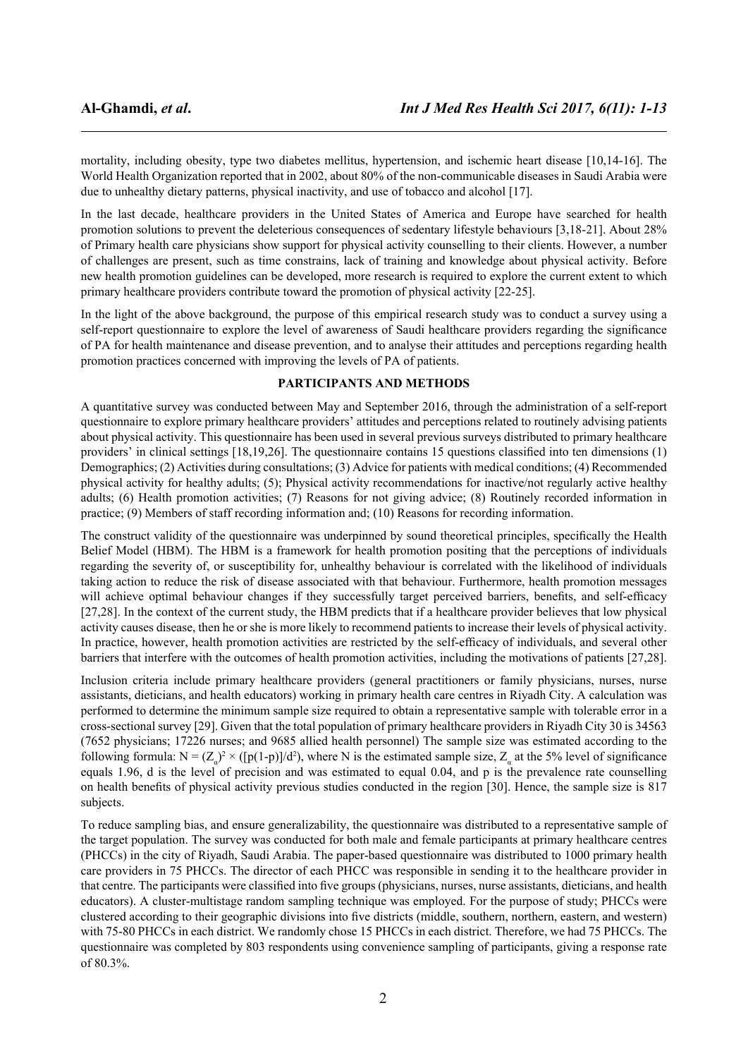mortality, including obesity, type two diabetes mellitus, hypertension, and ischemic heart disease [10,14-16]. The World Health Organization reported that in 2002, about 80% of the non-communicable diseases in Saudi Arabia were due to unhealthy dietary patterns, physical inactivity, and use of tobacco and alcohol [17].

In the last decade, healthcare providers in the United States of America and Europe have searched for health promotion solutions to prevent the deleterious consequences of sedentary lifestyle behaviours [3,18-21]. About 28% of Primary health care physicians show support for physical activity counselling to their clients. However, a number of challenges are present, such as time constrains, lack of training and knowledge about physical activity. Before new health promotion guidelines can be developed, more research is required to explore the current extent to which primary healthcare providers contribute toward the promotion of physical activity [22-25].

In the light of the above background, the purpose of this empirical research study was to conduct a survey using a self-report questionnaire to explore the level of awareness of Saudi healthcare providers regarding the significance of PA for health maintenance and disease prevention, and to analyse their attitudes and perceptions regarding health promotion practices concerned with improving the levels of PA of patients.

## PARTICIPANTS AND METHODS

A quantitative survey was conducted between May and September 2016, through the administration of a self-report questionnaire to explore primary healthcare providers' attitudes and perceptions related to routinely advising patients about physical activity. This questionnaire has been used in several previous surveys distributed to primary healthcare providers' in clinical settings [18,19,26]. The questionnaire contains 15 questions classified into ten dimensions (1) Demographics; (2) Activities during consultations; (3) Advice for patients with medical conditions; (4) Recommended physical activity for healthy adults; (5); Physical activity recommendations for inactive/not regularly active healthy adults; (6) Health promotion activities; (7) Reasons for not giving advice; (8) Routinely recorded information in practice; (9) Members of staff recording information and; (10) Reasons for recording information.

The construct validity of the questionnaire was underpinned by sound theoretical principles, specifically the Health Belief Model (HBM). The HBM is a framework for health promotion positing that the perceptions of individuals regarding the severity of, or susceptibility for, unhealthy behaviour is correlated with the likelihood of individuals taking action to reduce the risk of disease associated with that behaviour. Furthermore, health promotion messages will achieve optimal behaviour changes if they successfully target perceived barriers, benefits, and self-efficacy [27,28]. In the context of the current study, the HBM predicts that if a healthcare provider believes that low physical activity causes disease, then he or she is more likely to recommend patients to increase their levels of physical activity. In practice, however, health promotion activities are restricted by the self-efficacy of individuals, and several other barriers that interfere with the outcomes of health promotion activities, including the motivations of patients [27,28].

Inclusion criteria include primary healthcare providers (general practitioners or family physicians, nurses, nurse assistants, dieticians, and health educators) working in primary health care centres in Riyadh City. A calculation was performed to determine the minimum sample size required to obtain a representative sample with tolerable error in a cross-sectional survey [29]. Given that the total population of primary healthcare providers in Riyadh City 30 is 34563 (7652 physicians; 17226 nurses; and 9685 allied health personnel) The sample size was estimated according to the following formula: $N = (Z_{\alpha})^2 \times ([p(1-p)]/d^2)$, where N is the estimated sample size, $Z_{\alpha}$ at the 5% level of significance equals 1.96, d is the level of precision and was estimated to equal 0.04, and p is the prevalence rate counselling on health benefits of physical activity previous studies conducted in the region [30]. Hence, the sample size is 817 subjects.

To reduce sampling bias, and ensure generalizability, the questionnaire was distributed to a representative sample of the target population. The survey was conducted for both male and female participants at primary healthcare centres (PHCCs) in the city of Riyadh, Saudi Arabia. The paper-based questionnaire was distributed to 1000 primary health care providers in 75 PHCCs. The director of each PHCC was responsible in sending it to the healthcare provider in that centre. The participants were classified into five groups (physicians, nurses, nurse assistants, dieticians, and health educators). A cluster-multistage random sampling technique was employed. For the purpose of study; PHCCs were clustered according to their geographic divisions into five districts (middle, southern, northern, eastern, and western) with 75-80 PHCCs in each district. We randomly chose 15 PHCCs in each district. Therefore, we had 75 PHCCs. The questionnaire was completed by 803 respondents using convenience sampling of participants, giving a response rate of 80.3%.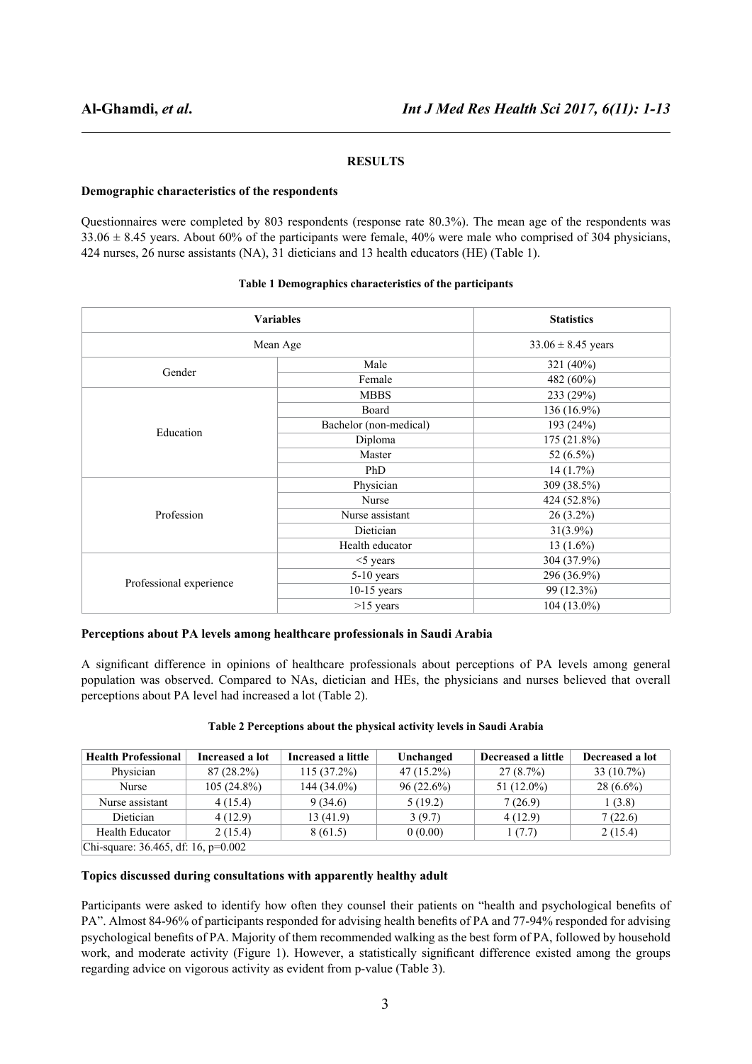## RESULTS

### Demographic characteristics of the respondents

Questionnaires were completed by 803 respondents (response rate 80.3%). The mean age of the respondents was 33.06 ± 8.45 years. About 60% of the participants were female, 40% were male who comprised of 304 physicians, 424 nurses, 26 nurse assistants (NA), 31 dieticians and 13 health educators (HE) (Table 1).

**Table 1 Demographics characteristics of the participants**

| Variables | | Statistics |
|---|---|---|
| Mean Age | | 33.06 ± 8.45 years |
| Gender | Male | 321 (40%) |
| | Female | 482 (60%) |
| Education | MBBS | 233 (29%) |
| | Board | 136 (16.9%) |
| | Bachelor (non-medical) | 193 (24%) |
| | Diploma | 175 (21.8%) |
| | Master | 52 (6.5%) |
| | PhD | 14 (1.7%) |
| Profession | Physician | 309 (38.5%) |
| | Nurse | 424 (52.8%) |
| | Nurse assistant | 26 (3.2%) |
| | Dietician | 31(3.9%) |
| | Health educator | 13 (1.6%) |
| Professional experience | <5 years | 304 (37.9%) |
| | 5-10 years | 296 (36.9%) |
| | 10-15 years | 99 (12.3%) |
| | >15 years | 104 (13.0%) |

### Perceptions about PA levels among healthcare professionals in Saudi Arabia

A significant difference in opinions of healthcare professionals about perceptions of PA levels among general population was observed. Compared to NAs, dietician and HEs, the physicians and nurses believed that overall perceptions about PA level had increased a lot (Table 2).

**Table 2 Perceptions about the physical activity levels in Saudi Arabia**

| Health Professional | Increased a lot | Increased a little | Unchanged | Decreased a little | Decreased a lot |
|---|---|---|---|---|---|
| Physician | 87 (28.2%) | 115 (37.2%) | 47 (15.2%) | 27 (8.7%) | 33 (10.7%) |
| Nurse | 105 (24.8%) | 144 (34.0%) | 96 (22.6%) | 51 (12.0%) | 28 (6.6%) |
| Nurse assistant | 4 (15.4) | 9 (34.6) | 5 (19.2) | 7 (26.9) | 1 (3.8) |
| Dietician | 4 (12.9) | 13 (41.9) | 3 (9.7) | 4 (12.9) | 7 (22.6) |
| Health Educator | 2 (15.4) | 8 (61.5) | 0 (0.00) | 1 (7.7) | 2 (15.4) |
| Chi-square: 36.465, df: 16, p=0.002 | | | | | |

### Topics discussed during consultations with apparently healthy adult

Participants were asked to identify how often they counsel their patients on "health and psychological benefits of PA". Almost 84-96% of participants responded for advising health benefits of PA and 77-94% responded for advising psychological benefits of PA. Majority of them recommended walking as the best form of PA, followed by household work, and moderate activity (Figure 1). However, a statistically significant difference existed among the groups regarding advice on vigorous activity as evident from p-value (Table 3).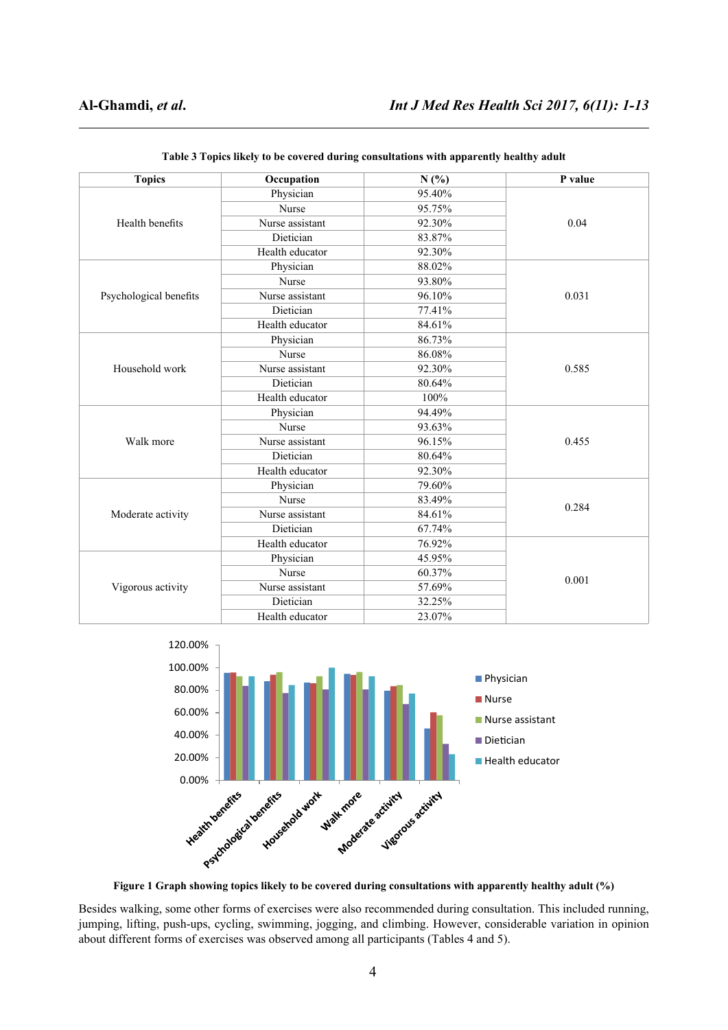**Table 3 Topics likely to be covered during consultations with apparently healthy adult**

| Topics | Occupation | N (%) | P value |
|---|---|---|---|
| Health benefits | Physician | 95.40% | 0.04 |
| | Nurse | 95.75% | |
| | Nurse assistant | 92.30% | |
| | Dietician | 83.87% | |
| | Health educator | 92.30% | |
| Psychological benefits | Physician | 88.02% | 0.031 |
| | Nurse | 93.80% | |
| | Nurse assistant | 96.10% | |
| | Dietician | 77.41% | |
| | Health educator | 84.61% | |
| Household work | Physician | 86.73% | 0.585 |
| | Nurse | 86.08% | |
| | Nurse assistant | 92.30% | |
| | Dietician | 80.64% | |
| | Health educator | 100% | |
| Walk more | Physician | 94.49% | 0.455 |
| | Nurse | 93.63% | |
| | Nurse assistant | 96.15% | |
| | Dietician | 80.64% | |
| | Health educator | 92.30% | |
| Moderate activity | Physician | 79.60% | 0.284 |
| | Nurse | 83.49% | |
| | Nurse assistant | 84.61% | |
| | Dietician | 67.74% | |
| | Health educator | 76.92% | |
| Vigorous activity | Physician | 45.95% | 0.001 |
| | Nurse | 60.37% | |
| | Nurse assistant | 57.69% | |
| | Dietician | 32.25% | |
| | Health educator | 23.07% | |

**Figure 1 Graph showing topics likely to be covered during consultations with apparently healthy adult (%)**

Besides walking, some other forms of exercises were also recommended during consultation. This included running, jumping, lifting, push-ups, cycling, swimming, jogging, and climbing. However, considerable variation in opinion about different forms of exercises was observed among all participants (Tables 4 and 5).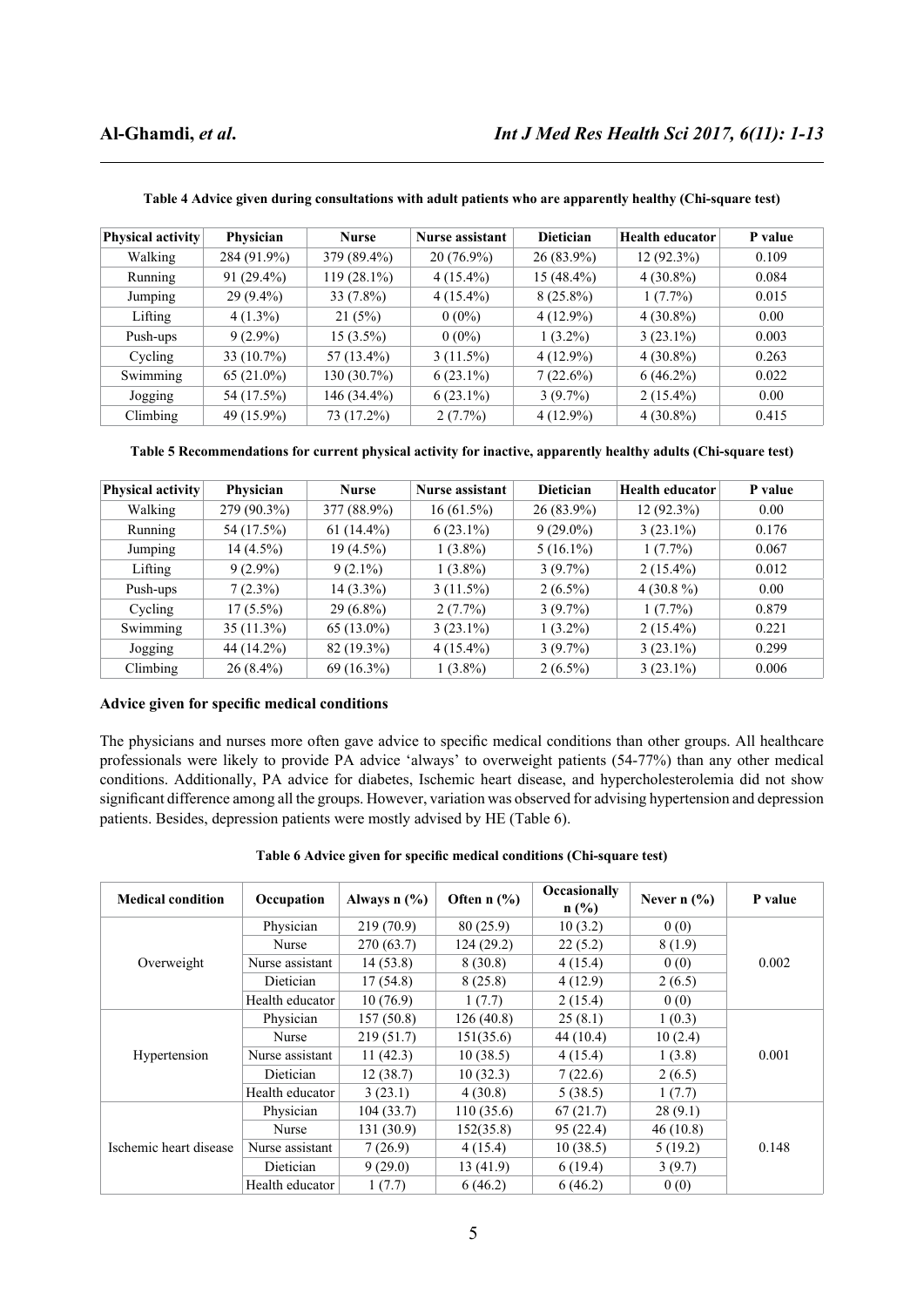**Table 4 Advice given during consultations with adult patients who are apparently healthy (Chi-square test)**

| Physical activity | Physician | Nurse | Nurse assistant | Dietician | Health educator | P value |
|---|---|---|---|---|---|---|
| Walking | 284 (91.9%) | 379 (89.4%) | 20 (76.9%) | 26 (83.9%) | 12 (92.3%) | 0.109 |
| Running | 91 (29.4%) | 119 (28.1%) | 4 (15.4%) | 15 (48.4%) | 4 (30.8%) | 0.084 |
| Jumping | 29 (9.4%) | 33 (7.8%) | 4 (15.4%) | 8 (25.8%) | 1 (7.7%) | 0.015 |
| Lifting | 4 (1.3%) | 21 (5%) | 0 (0%) | 4 (12.9%) | 4 (30.8%) | 0.00 |
| Push-ups | 9 (2.9%) | 15 (3.5%) | 0 (0%) | 1 (3.2%) | 3 (23.1%) | 0.003 |
| Cycling | 33 (10.7%) | 57 (13.4%) | 3 (11.5%) | 4 (12.9%) | 4 (30.8%) | 0.263 |
| Swimming | 65 (21.0%) | 130 (30.7%) | 6 (23.1%) | 7 (22.6%) | 6 (46.2%) | 0.022 |
| Jogging | 54 (17.5%) | 146 (34.4%) | 6 (23.1%) | 3 (9.7%) | 2 (15.4%) | 0.00 |
| Climbing | 49 (15.9%) | 73 (17.2%) | 2 (7.7%) | 4 (12.9%) | 4 (30.8%) | 0.415 |

**Table 5 Recommendations for current physical activity for inactive, apparently healthy adults (Chi-square test)**

| Physical activity | Physician | Nurse | Nurse assistant | Dietician | Health educator | P value |
|---|---|---|---|---|---|---|
| Walking | 279 (90.3%) | 377 (88.9%) | 16 (61.5%) | 26 (83.9%) | 12 (92.3%) | 0.00 |
| Running | 54 (17.5%) | 61 (14.4%) | 6 (23.1%) | 9 (29.0%) | 3 (23.1%) | 0.176 |
| Jumping | 14 (4.5%) | 19 (4.5%) | 1 (3.8%) | 5 (16.1%) | 1 (7.7%) | 0.067 |
| Lifting | 9 (2.9%) | 9 (2.1%) | 1 (3.8%) | 3 (9.7%) | 2 (15.4%) | 0.012 |
| Push-ups | 7 (2.3%) | 14 (3.3%) | 3 (11.5%) | 2 (6.5%) | 4 (30.8 %) | 0.00 |
| Cycling | 17 (5.5%) | 29 (6.8%) | 2 (7.7%) | 3 (9.7%) | 1 (7.7%) | 0.879 |
| Swimming | 35 (11.3%) | 65 (13.0%) | 3 (23.1%) | 1 (3.2%) | 2 (15.4%) | 0.221 |
| Jogging | 44 (14.2%) | 82 (19.3%) | 4 (15.4%) | 3 (9.7%) | 3 (23.1%) | 0.299 |
| Climbing | 26 (8.4%) | 69 (16.3%) | 1 (3.8%) | 2 (6.5%) | 3 (23.1%) | 0.006 |

### Advice given for specific medical conditions

The physicians and nurses more often gave advice to specific medical conditions than other groups. All healthcare professionals were likely to provide PA advice 'always' to overweight patients (54-77%) than any other medical conditions. Additionally, PA advice for diabetes, Ischemic heart disease, and hypercholesterolemia did not show significant difference among all the groups. However, variation was observed for advising hypertension and depression patients. Besides, depression patients were mostly advised by HE (Table 6).

**Table 6 Advice given for specific medical conditions (Chi-square test)**

| Medical condition | Occupation | Always n (%) | Often n (%) | Occasionally n (%) | Never n (%) | P value |
|---|---|---|---|---|---|---|
| Overweight | Physician | 219 (70.9) | 80 (25.9) | 10 (3.2) | 0 (0) | 0.002 |
| | Nurse | 270 (63.7) | 124 (29.2) | 22 (5.2) | 8 (1.9) | |
| | Nurse assistant | 14 (53.8) | 8 (30.8) | 4 (15.4) | 0 (0) | |
| | Dietician | 17 (54.8) | 8 (25.8) | 4 (12.9) | 2 (6.5) | |
| | Health educator | 10 (76.9) | 1 (7.7) | 2 (15.4) | 0 (0) | |
| Hypertension | Physician | 157 (50.8) | 126 (40.8) | 25 (8.1) | 1 (0.3) | 0.001 |
| | Nurse | 219 (51.7) | 151(35.6) | 44 (10.4) | 10 (2.4) | |
| | Nurse assistant | 11 (42.3) | 10 (38.5) | 4 (15.4) | 1 (3.8) | |
| | Dietician | 12 (38.7) | 10 (32.3) | 7 (22.6) | 2 (6.5) | |
| | Health educator | 3 (23.1) | 4 (30.8) | 5 (38.5) | 1 (7.7) | |
| Ischemic heart disease | Physician | 104 (33.7) | 110 (35.6) | 67 (21.7) | 28 (9.1) | 0.148 |
| | Nurse | 131 (30.9) | 152(35.8) | 95 (22.4) | 46 (10.8) | |
| | Nurse assistant | 7 (26.9) | 4 (15.4) | 10 (38.5) | 5 (19.2) | |
| | Dietician | 9 (29.0) | 13 (41.9) | 6 (19.4) | 3 (9.7) | |
| | Health educator | 1 (7.7) | 6 (46.2) | 6 (46.2) | 0 (0) | |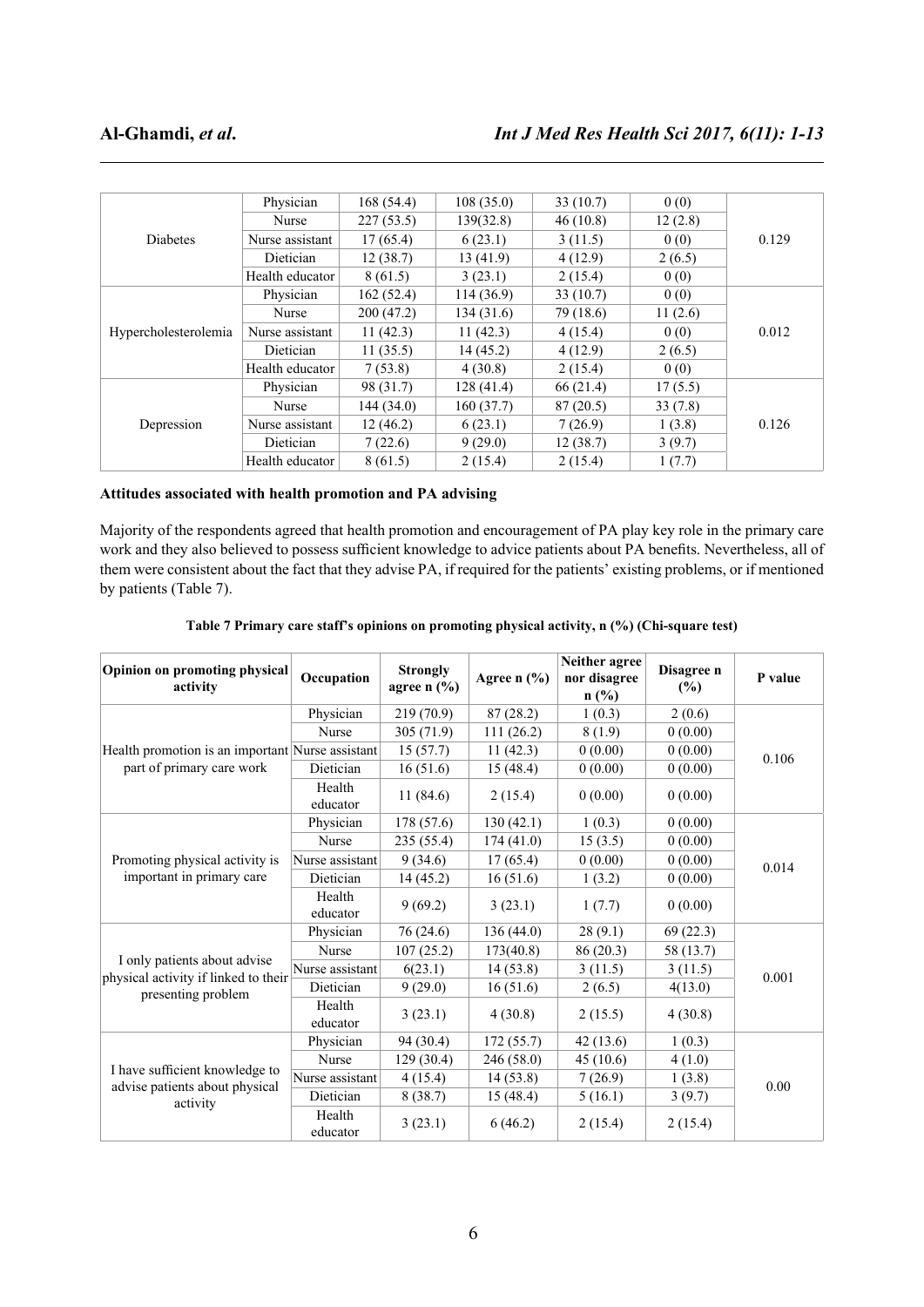| | | | | | | |
|---|---|---|---|---|---|---|
| Diabetes | Physician | 168 (54.4) | 108 (35.0) | 33 (10.7) | 0 (0) | 0.129 |
| | Nurse | 227 (53.5) | 139(32.8) | 46 (10.8) | 12 (2.8) | |
| | Nurse assistant | 17 (65.4) | 6 (23.1) | 3 (11.5) | 0 (0) | |
| | Dietician | 12 (38.7) | 13 (41.9) | 4 (12.9) | 2 (6.5) | |
| | Health educator | 8 (61.5) | 3 (23.1) | 2 (15.4) | 0 (0) | |
| Hypercholesterolemia | Physician | 162 (52.4) | 114 (36.9) | 33 (10.7) | 0 (0) | 0.012 |
| | Nurse | 200 (47.2) | 134 (31.6) | 79 (18.6) | 11 (2.6) | |
| | Nurse assistant | 11 (42.3) | 11 (42.3) | 4 (15.4) | 0 (0) | |
| | Dietician | 11 (35.5) | 14 (45.2) | 4 (12.9) | 2 (6.5) | |
| | Health educator | 7 (53.8) | 4 (30.8) | 2 (15.4) | 0 (0) | |
| Depression | Physician | 98 (31.7) | 128 (41.4) | 66 (21.4) | 17 (5.5) | 0.126 |
| | Nurse | 144 (34.0) | 160 (37.7) | 87 (20.5) | 33 (7.8) | |
| | Nurse assistant | 12 (46.2) | 6 (23.1) | 7 (26.9) | 1 (3.8) | |
| | Dietician | 7 (22.6) | 9 (29.0) | 12 (38.7) | 3 (9.7) | |
| | Health educator | 8 (61.5) | 2 (15.4) | 2 (15.4) | 1 (7.7) | |

**Attitudes associated with health promotion and PA advising**

Majority of the respondents agreed that health promotion and encouragement of PA play key role in the primary care work and they also believed to possess sufficient knowledge to advice patients about PA benefits. Nevertheless, all of them were consistent about the fact that they advise PA, if required for the patients' existing problems, or if mentioned by patients (Table 7).

**Table 7 Primary care staff's opinions on promoting physical activity, n (%) (Chi-square test)**

| Opinion on promoting physical activity | Occupation | Strongly agree n (%) | Agree n (%) | Neither agree nor disagree n (%) | Disagree n (%) | P value |
|---|---|---|---|---|---|---|
| Health promotion is an important part of primary care work | Physician | 219 (70.9) | 87 (28.2) | 1 (0.3) | 2 (0.6) | 0.106 |
| | Nurse | 305 (71.9) | 111 (26.2) | 8 (1.9) | 0 (0.00) | |
| | Nurse assistant | 15 (57.7) | 11 (42.3) | 0 (0.00) | 0 (0.00) | |
| | Dietician | 16 (51.6) | 15 (48.4) | 0 (0.00) | 0 (0.00) | |
| | Health educator | 11 (84.6) | 2 (15.4) | 0 (0.00) | 0 (0.00) | |
| Promoting physical activity is important in primary care | Physician | 178 (57.6) | 130 (42.1) | 1 (0.3) | 0 (0.00) | 0.014 |
| | Nurse | 235 (55.4) | 174 (41.0) | 15 (3.5) | 0 (0.00) | |
| | Nurse assistant | 9 (34.6) | 17 (65.4) | 0 (0.00) | 0 (0.00) | |
| | Dietician | 14 (45.2) | 16 (51.6) | 1 (3.2) | 0 (0.00) | |
| | Health educator | 9 (69.2) | 3 (23.1) | 1 (7.7) | 0 (0.00) | |
| I only patients about advise physical activity if linked to their presenting problem | Physician | 76 (24.6) | 136 (44.0) | 28 (9.1) | 69 (22.3) | 0.001 |
| | Nurse | 107 (25.2) | 173(40.8) | 86 (20.3) | 58 (13.7) | |
| | Nurse assistant | 6(23.1) | 14 (53.8) | 3 (11.5) | 3 (11.5) | |
| | Dietician | 9 (29.0) | 16 (51.6) | 2 (6.5) | 4(13.0) | |
| | Health educator | 3 (23.1) | 4 (30.8) | 2 (15.5) | 4 (30.8) | |
| I have sufficient knowledge to advise patients about physical activity | Physician | 94 (30.4) | 172 (55.7) | 42 (13.6) | 1 (0.3) | 0.00 |
| | Nurse | 129 (30.4) | 246 (58.0) | 45 (10.6) | 4 (1.0) | |
| | Nurse assistant | 4 (15.4) | 14 (53.8) | 7 (26.9) | 1 (3.8) | |
| | Dietician | 8 (38.7) | 15 (48.4) | 5 (16.1) | 3 (9.7) | |
| | Health educator | 3 (23.1) | 6 (46.2) | 2 (15.4) | 2 (15.4) | |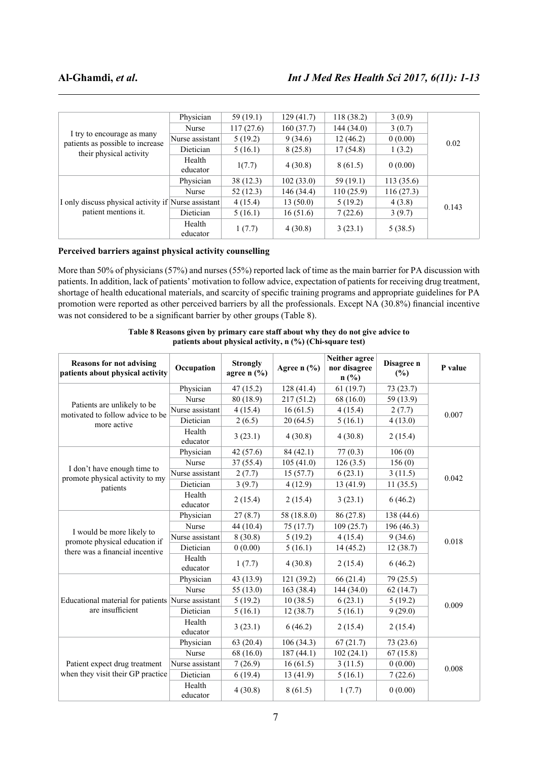| | Occupation | | | | | P value |
|---|---|---|---|---|---|---|
| I try to encourage as many patients as possible to increase their physical activity | Physician | 59 (19.1) | 129 (41.7) | 118 (38.2) | 3 (0.9) | 0.02 |
| | Nurse | 117 (27.6) | 160 (37.7) | 144 (34.0) | 3 (0.7) | |
| | Nurse assistant | 5 (19.2) | 9 (34.6) | 12 (46.2) | 0 (0.00) | |
| | Dietician | 5 (16.1) | 8 (25.8) | 17 (54.8) | 1 (3.2) | |
| | Health educator | 1(7.7) | 4 (30.8) | 8 (61.5) | 0 (0.00) | |
| I only discuss physical activity if patient mentions it. | Physician | 38 (12.3) | 102 (33.0) | 59 (19.1) | 113 (35.6) | 0.143 |
| | Nurse | 52 (12.3) | 146 (34.4) | 110 (25.9) | 116 (27.3) | |
| | Nurse assistant | 4 (15.4) | 13 (50.0) | 5 (19.2) | 4 (3.8) | |
| | Dietician | 5 (16.1) | 16 (51.6) | 7 (22.6) | 3 (9.7) | |
| | Health educator | 1 (7.7) | 4 (30.8) | 3 (23.1) | 5 (38.5) | |

**Perceived barriers against physical activity counselling**

More than 50% of physicians (57%) and nurses (55%) reported lack of time as the main barrier for PA discussion with patients. In addition, lack of patients' motivation to follow advice, expectation of patients for receiving drug treatment, shortage of health educational materials, and scarcity of specific training programs and appropriate guidelines for PA promotion were reported as other perceived barriers by all the professionals. Except NA (30.8%) financial incentive was not considered to be a significant barrier by other groups (Table 8).

**Table 8 Reasons given by primary care staff about why they do not give advice to patients about physical activity, n (%) (Chi-square test)**

| Reasons for not advising patients about physical activity | Occupation | Strongly agree n (%) | Agree n (%) | Neither agree nor disagree n (%) | Disagree n (%) | P value |
|---|---|---|---|---|---|---|
| Patients are unlikely to be motivated to follow advice to be more active | Physician | 47 (15.2) | 128 (41.4) | 61 (19.7) | 73 (23.7) | 0.007 |
| | Nurse | 80 (18.9) | 217 (51.2) | 68 (16.0) | 59 (13.9) | |
| | Nurse assistant | 4 (15.4) | 16 (61.5) | 4 (15.4) | 2 (7.7) | |
| | Dietician | 2 (6.5) | 20 (64.5) | 5 (16.1) | 4 (13.0) | |
| | Health educator | 3 (23.1) | 4 (30.8) | 4 (30.8) | 2 (15.4) | |
| I don't have enough time to promote physical activity to my patients | Physician | 42 (57.6) | 84 (42.1) | 77 (0.3) | 106 (0) | 0.042 |
| | Nurse | 37 (55.4) | 105 (41.0) | 126 (3.5) | 156 (0) | |
| | Nurse assistant | 2 (7.7) | 15 (57.7) | 6 (23.1) | 3 (11.5) | |
| | Dietician | 3 (9.7) | 4 (12.9) | 13 (41.9) | 11 (35.5) | |
| | Health educator | 2 (15.4) | 2 (15.4) | 3 (23.1) | 6 (46.2) | |
| I would be more likely to promote physical education if there was a financial incentive | Physician | 27 (8.7) | 58 (18.8.0) | 86 (27.8) | 138 (44.6) | 0.018 |
| | Nurse | 44 (10.4) | 75 (17.7) | 109 (25.7) | 196 (46.3) | |
| | Nurse assistant | 8 (30.8) | 5 (19.2) | 4 (15.4) | 9 (34.6) | |
| | Dietician | 0 (0.00) | 5 (16.1) | 14 (45.2) | 12 (38.7) | |
| | Health educator | 1 (7.7) | 4 (30.8) | 2 (15.4) | 6 (46.2) | |
| Educational material for patients are insufficient | Physician | 43 (13.9) | 121 (39.2) | 66 (21.4) | 79 (25.5) | 0.009 |
| | Nurse | 55 (13.0) | 163 (38.4) | 144 (34.0) | 62 (14.7) | |
| | Nurse assistant | 5 (19.2) | 10 (38.5) | 6 (23.1) | 5 (19.2) | |
| | Dietician | 5 (16.1) | 12 (38.7) | 5 (16.1) | 9 (29.0) | |
| | Health educator | 3 (23.1) | 6 (46.2) | 2 (15.4) | 2 (15.4) | |
| Patient expect drug treatment when they visit their GP practice | Physician | 63 (20.4) | 106 (34.3) | 67 (21.7) | 73 (23.6) | 0.008 |
| | Nurse | 68 (16.0) | 187 (44.1) | 102 (24.1) | 67 (15.8) | |
| | Nurse assistant | 7 (26.9) | 16 (61.5) | 3 (11.5) | 0 (0.00) | |
| | Dietician | 6 (19.4) | 13 (41.9) | 5 (16.1) | 7 (22.6) | |
| | Health educator | 4 (30.8) | 8 (61.5) | 1 (7.7) | 0 (0.00) | |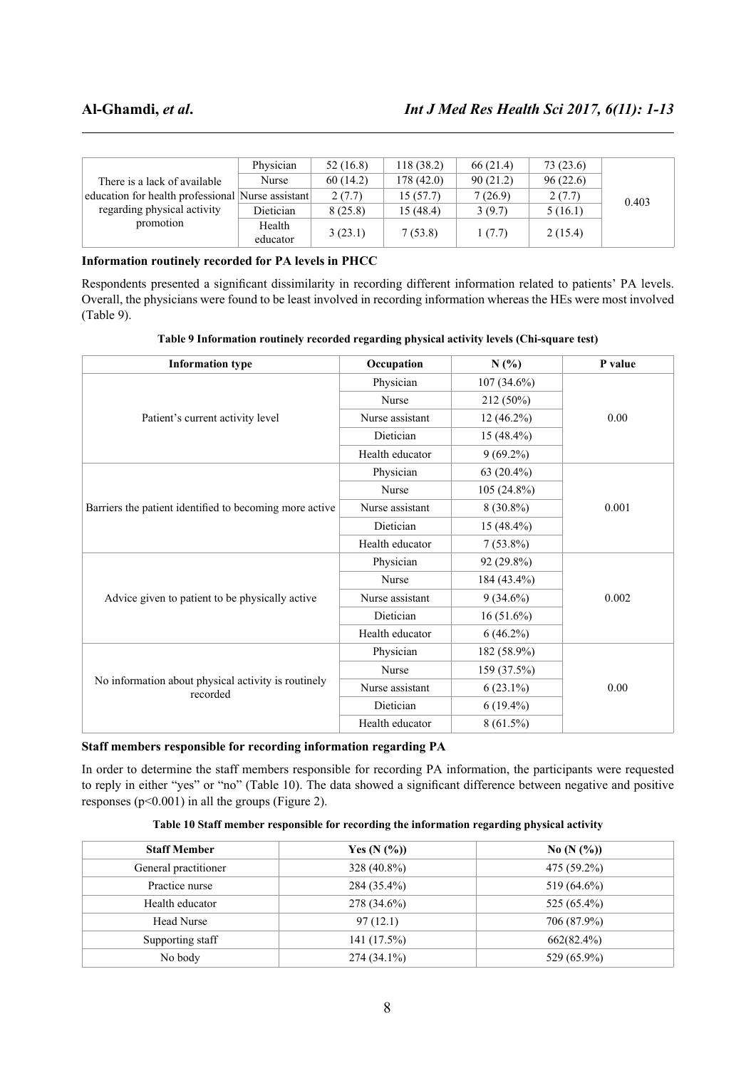| | | | | | | |
|---|---|---|---|---|---|---|
| There is a lack of available education for health professional regarding physical activity promotion | Physician | 52 (16.8) | 118 (38.2) | 66 (21.4) | 73 (23.6) | 0.403 |
| | Nurse | 60 (14.2) | 178 (42.0) | 90 (21.2) | 96 (22.6) | |
| | Nurse assistant | 2 (7.7) | 15 (57.7) | 7 (26.9) | 2 (7.7) | |
| | Dietician | 8 (25.8) | 15 (48.4) | 3 (9.7) | 5 (16.1) | |
| | Health educator | 3 (23.1) | 7 (53.8) | 1 (7.7) | 2 (15.4) | |

**Information routinely recorded for PA levels in PHCC**

Respondents presented a significant dissimilarity in recording different information related to patients' PA levels. Overall, the physicians were found to be least involved in recording information whereas the HEs were most involved (Table 9).

**Table 9 Information routinely recorded regarding physical activity levels (Chi-square test)**

| Information type | Occupation | N (%) | P value |
|---|---|---|---|
| Patient's current activity level | Physician | 107 (34.6%) | 0.00 |
| | Nurse | 212 (50%) | |
| | Nurse assistant | 12 (46.2%) | |
| | Dietician | 15 (48.4%) | |
| | Health educator | 9 (69.2%) | |
| Barriers the patient identified to becoming more active | Physician | 63 (20.4%) | 0.001 |
| | Nurse | 105 (24.8%) | |
| | Nurse assistant | 8 (30.8%) | |
| | Dietician | 15 (48.4%) | |
| | Health educator | 7 (53.8%) | |
| Advice given to patient to be physically active | Physician | 92 (29.8%) | 0.002 |
| | Nurse | 184 (43.4%) | |
| | Nurse assistant | 9 (34.6%) | |
| | Dietician | 16 (51.6%) | |
| | Health educator | 6 (46.2%) | |
| No information about physical activity is routinely recorded | Physician | 182 (58.9%) | 0.00 |
| | Nurse | 159 (37.5%) | |
| | Nurse assistant | 6 (23.1%) | |
| | Dietician | 6 (19.4%) | |
| | Health educator | 8 (61.5%) | |

**Staff members responsible for recording information regarding PA**

In order to determine the staff members responsible for recording PA information, the participants were requested to reply in either "yes" or "no" (Table 10). The data showed a significant difference between negative and positive responses ($p<0.001$) in all the groups (Figure 2).

**Table 10 Staff member responsible for recording the information regarding physical activity**

| Staff Member | Yes (N (%)) | No (N (%)) |
|---|---|---|
| General practitioner | 328 (40.8%) | 475 (59.2%) |
| Practice nurse | 284 (35.4%) | 519 (64.6%) |
| Health educator | 278 (34.6%) | 525 (65.4%) |
| Head Nurse | 97 (12.1) | 706 (87.9%) |
| Supporting staff | 141 (17.5%) | 662(82.4%) |
| No body | 274 (34.1%) | 529 (65.9%) |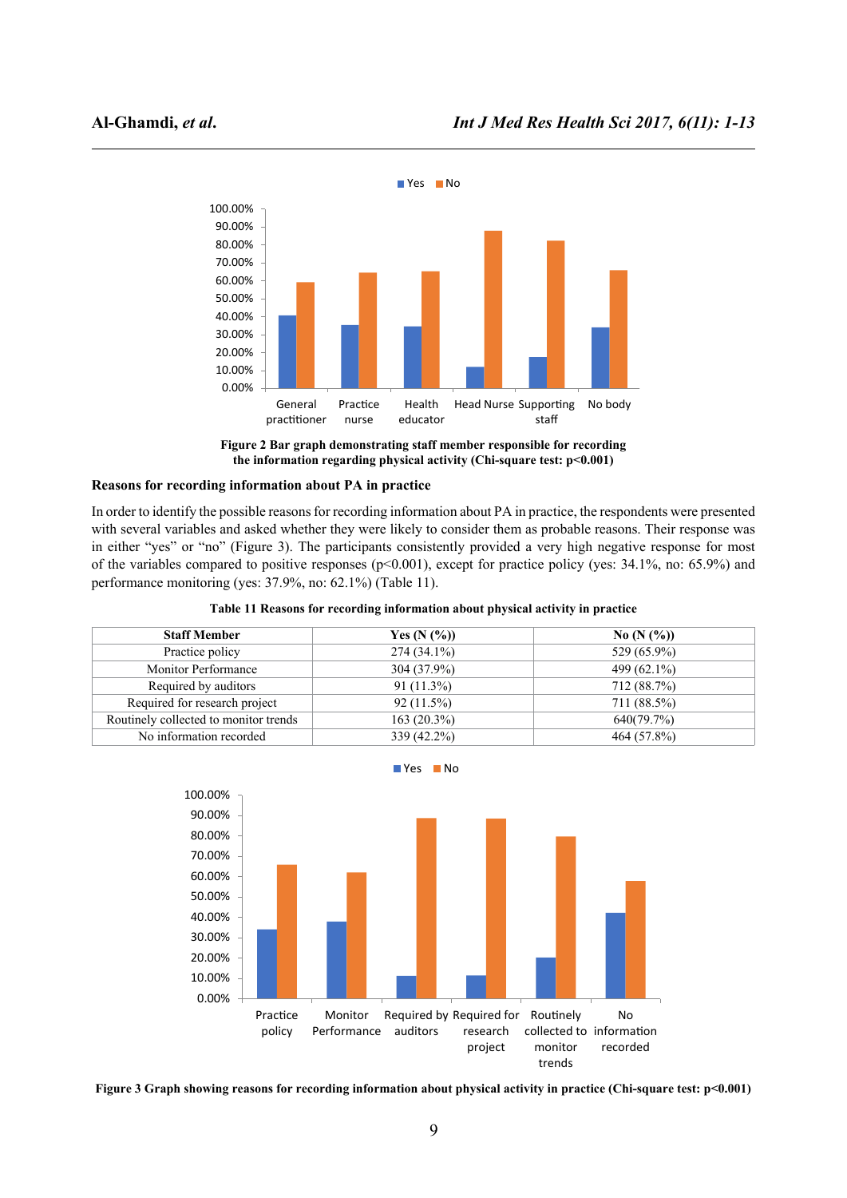Figure 2 Bar graph demonstrating staff member responsible for recording the information regarding physical activity (Chi-square test: $p<0.001$)

**Reasons for recording information about PA in practice**

In order to identify the possible reasons for recording information about PA in practice, the respondents were presented with several variables and asked whether they were likely to consider them as probable reasons. Their response was in either "yes" or "no" (Figure 3). The participants consistently provided a very high negative response for most of the variables compared to positive responses ($p<0.001$), except for practice policy (yes: 34.1%, no: 65.9%) and performance monitoring (yes: 37.9%, no: 62.1%) (Table 11).

**Table 11 Reasons for recording information about physical activity in practice**

| Staff Member | Yes (N (%)) | No (N (%)) |
| --- | --- | --- |
| Practice policy | 274 (34.1%) | 529 (65.9%) |
| Monitor Performance | 304 (37.9%) | 499 (62.1%) |
| Required by auditors | 91 (11.3%) | 712 (88.7%) |
| Required for research project | 92 (11.5%) | 711 (88.5%) |
| Routinely collected to monitor trends | 163 (20.3%) | 640(79.7%) |
| No information recorded | 339 (42.2%) | 464 (57.8%) |

Figure 3 Graph showing reasons for recording information about physical activity in practice (Chi-square test: $p<0.001$)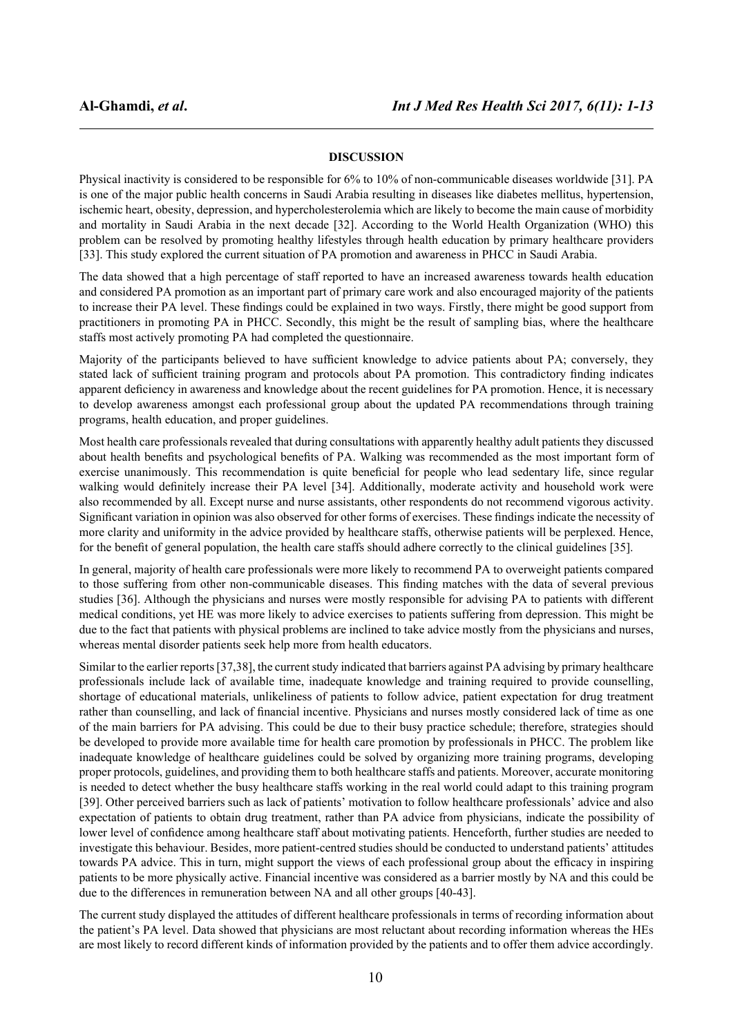## DISCUSSION

Physical inactivity is considered to be responsible for 6% to 10% of non-communicable diseases worldwide [31]. PA is one of the major public health concerns in Saudi Arabia resulting in diseases like diabetes mellitus, hypertension, ischemic heart, obesity, depression, and hypercholesterolemia which are likely to become the main cause of morbidity and mortality in Saudi Arabia in the next decade [32]. According to the World Health Organization (WHO) this problem can be resolved by promoting healthy lifestyles through health education by primary healthcare providers [33]. This study explored the current situation of PA promotion and awareness in PHCC in Saudi Arabia.

The data showed that a high percentage of staff reported to have an increased awareness towards health education and considered PA promotion as an important part of primary care work and also encouraged majority of the patients to increase their PA level. These findings could be explained in two ways. Firstly, there might be good support from practitioners in promoting PA in PHCC. Secondly, this might be the result of sampling bias, where the healthcare staffs most actively promoting PA had completed the questionnaire.

Majority of the participants believed to have sufficient knowledge to advice patients about PA; conversely, they stated lack of sufficient training program and protocols about PA promotion. This contradictory finding indicates apparent deficiency in awareness and knowledge about the recent guidelines for PA promotion. Hence, it is necessary to develop awareness amongst each professional group about the updated PA recommendations through training programs, health education, and proper guidelines.

Most health care professionals revealed that during consultations with apparently healthy adult patients they discussed about health benefits and psychological benefits of PA. Walking was recommended as the most important form of exercise unanimously. This recommendation is quite beneficial for people who lead sedentary life, since regular walking would definitely increase their PA level [34]. Additionally, moderate activity and household work were also recommended by all. Except nurse and nurse assistants, other respondents do not recommend vigorous activity. Significant variation in opinion was also observed for other forms of exercises. These findings indicate the necessity of more clarity and uniformity in the advice provided by healthcare staffs, otherwise patients will be perplexed. Hence, for the benefit of general population, the health care staffs should adhere correctly to the clinical guidelines [35].

In general, majority of health care professionals were more likely to recommend PA to overweight patients compared to those suffering from other non-communicable diseases. This finding matches with the data of several previous studies [36]. Although the physicians and nurses were mostly responsible for advising PA to patients with different medical conditions, yet HE was more likely to advice exercises to patients suffering from depression. This might be due to the fact that patients with physical problems are inclined to take advice mostly from the physicians and nurses, whereas mental disorder patients seek help more from health educators.

Similar to the earlier reports [37,38], the current study indicated that barriers against PA advising by primary healthcare professionals include lack of available time, inadequate knowledge and training required to provide counselling, shortage of educational materials, unlikeliness of patients to follow advice, patient expectation for drug treatment rather than counselling, and lack of financial incentive. Physicians and nurses mostly considered lack of time as one of the main barriers for PA advising. This could be due to their busy practice schedule; therefore, strategies should be developed to provide more available time for health care promotion by professionals in PHCC. The problem like inadequate knowledge of healthcare guidelines could be solved by organizing more training programs, developing proper protocols, guidelines, and providing them to both healthcare staffs and patients. Moreover, accurate monitoring is needed to detect whether the busy healthcare staffs working in the real world could adapt to this training program [39]. Other perceived barriers such as lack of patients' motivation to follow healthcare professionals' advice and also expectation of patients to obtain drug treatment, rather than PA advice from physicians, indicate the possibility of lower level of confidence among healthcare staff about motivating patients. Henceforth, further studies are needed to investigate this behaviour. Besides, more patient-centred studies should be conducted to understand patients' attitudes towards PA advice. This in turn, might support the views of each professional group about the efficacy in inspiring patients to be more physically active. Financial incentive was considered as a barrier mostly by NA and this could be due to the differences in remuneration between NA and all other groups [40-43].

The current study displayed the attitudes of different healthcare professionals in terms of recording information about the patient's PA level. Data showed that physicians are most reluctant about recording information whereas the HEs are most likely to record different kinds of information provided by the patients and to offer them advice accordingly.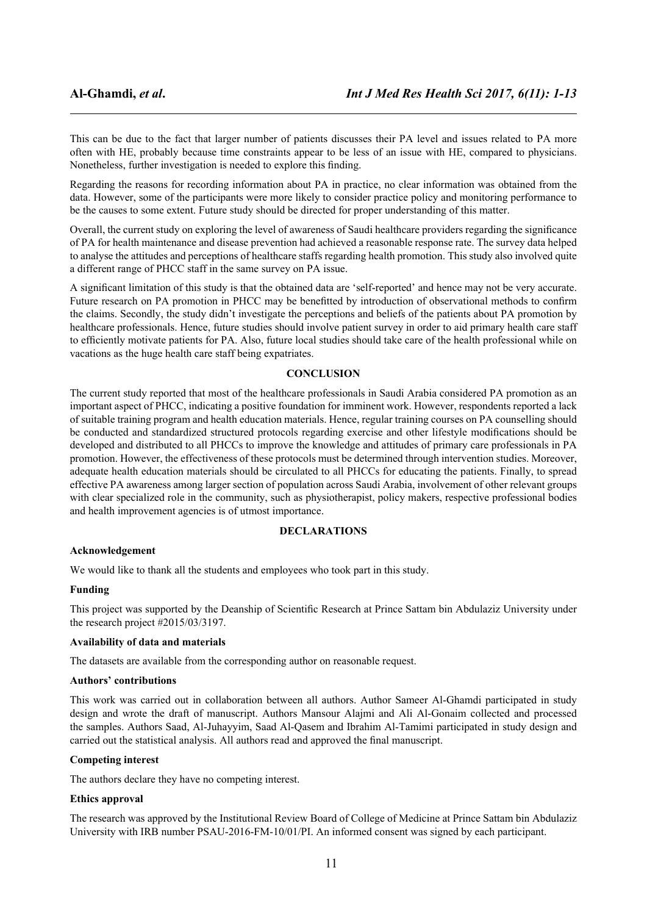This can be due to the fact that larger number of patients discusses their PA level and issues related to PA more often with HE, probably because time constraints appear to be less of an issue with HE, compared to physicians. Nonetheless, further investigation is needed to explore this finding.

Regarding the reasons for recording information about PA in practice, no clear information was obtained from the data. However, some of the participants were more likely to consider practice policy and monitoring performance to be the causes to some extent. Future study should be directed for proper understanding of this matter.

Overall, the current study on exploring the level of awareness of Saudi healthcare providers regarding the significance of PA for health maintenance and disease prevention had achieved a reasonable response rate. The survey data helped to analyse the attitudes and perceptions of healthcare staffs regarding health promotion. This study also involved quite a different range of PHCC staff in the same survey on PA issue.

A significant limitation of this study is that the obtained data are 'self-reported' and hence may not be very accurate. Future research on PA promotion in PHCC may be benefitted by introduction of observational methods to confirm the claims. Secondly, the study didn't investigate the perceptions and beliefs of the patients about PA promotion by healthcare professionals. Hence, future studies should involve patient survey in order to aid primary health care staff to efficiently motivate patients for PA. Also, future local studies should take care of the health professional while on vacations as the huge health care staff being expatriates.

## CONCLUSION

The current study reported that most of the healthcare professionals in Saudi Arabia considered PA promotion as an important aspect of PHCC, indicating a positive foundation for imminent work. However, respondents reported a lack of suitable training program and health education materials. Hence, regular training courses on PA counselling should be conducted and standardized structured protocols regarding exercise and other lifestyle modifications should be developed and distributed to all PHCCs to improve the knowledge and attitudes of primary care professionals in PA promotion. However, the effectiveness of these protocols must be determined through intervention studies. Moreover, adequate health education materials should be circulated to all PHCCs for educating the patients. Finally, to spread effective PA awareness among larger section of population across Saudi Arabia, involvement of other relevant groups with clear specialized role in the community, such as physiotherapist, policy makers, respective professional bodies and health improvement agencies is of utmost importance.

## DECLARATIONS

### Acknowledgement

We would like to thank all the students and employees who took part in this study.

### Funding

This project was supported by the Deanship of Scientific Research at Prince Sattam bin Abdulaziz University under the research project #2015/03/3197.

### Availability of data and materials

The datasets are available from the corresponding author on reasonable request.

### Authors' contributions

This work was carried out in collaboration between all authors. Author Sameer Al-Ghamdi participated in study design and wrote the draft of manuscript. Authors Mansour Alajmi and Ali Al-Gonaim collected and processed the samples. Authors Saad, Al-Juhayyim, Saad Al-Qasem and Ibrahim Al-Tamimi participated in study design and carried out the statistical analysis. All authors read and approved the final manuscript.

### Competing interest

The authors declare they have no competing interest.

### Ethics approval

The research was approved by the Institutional Review Board of College of Medicine at Prince Sattam bin Abdulaziz University with IRB number PSAU-2016-FM-10/01/PI. An informed consent was signed by each participant.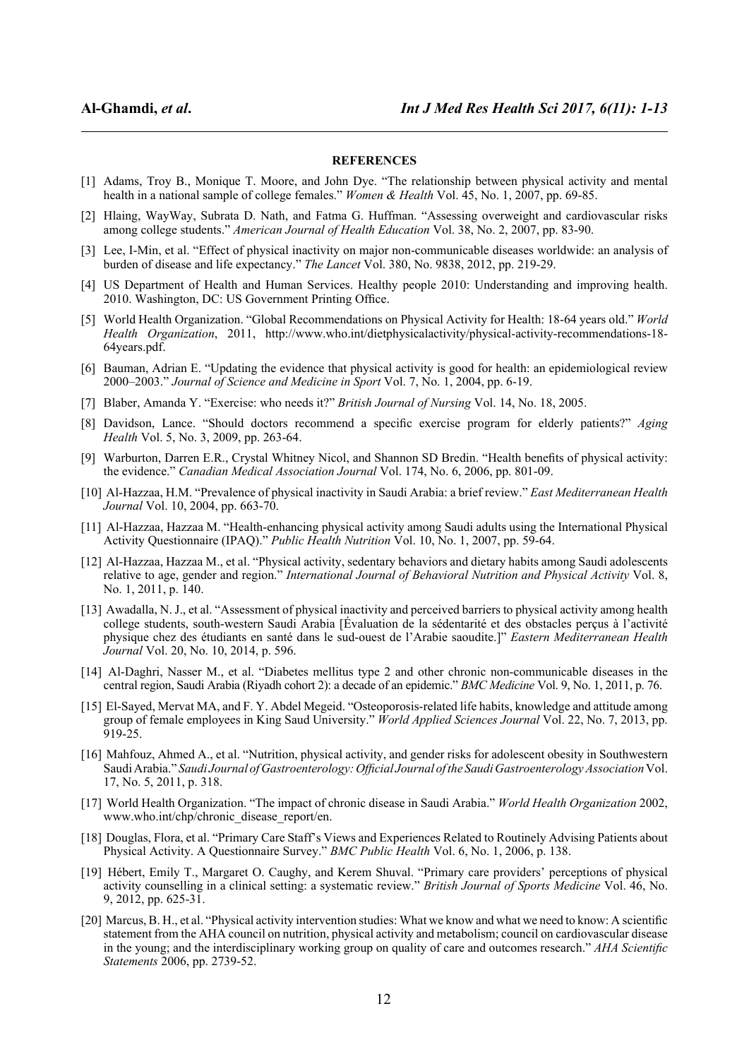## REFERENCES

[1] Adams, Troy B., Monique T. Moore, and John Dye. "The relationship between physical activity and mental health in a national sample of college females." *Women & Health* Vol. 45, No. 1, 2007, pp. 69-85.

[2] Hlaing, WayWay, Subrata D. Nath, and Fatma G. Huffman. "Assessing overweight and cardiovascular risks among college students." *American Journal of Health Education* Vol. 38, No. 2, 2007, pp. 83-90.

[3] Lee, I-Min, et al. "Effect of physical inactivity on major non-communicable diseases worldwide: an analysis of burden of disease and life expectancy." *The Lancet* Vol. 380, No. 9838, 2012, pp. 219-29.

[4] US Department of Health and Human Services. Healthy people 2010: Understanding and improving health. 2010. Washington, DC: US Government Printing Office.

[5] World Health Organization. "Global Recommendations on Physical Activity for Health: 18-64 years old." *World Health Organization*, 2011, http://www.who.int/dietphysicalactivity/physical-activity-recommendations-18-64years.pdf.

[6] Bauman, Adrian E. "Updating the evidence that physical activity is good for health: an epidemiological review 2000–2003." *Journal of Science and Medicine in Sport* Vol. 7, No. 1, 2004, pp. 6-19.

[7] Blaber, Amanda Y. "Exercise: who needs it?" *British Journal of Nursing* Vol. 14, No. 18, 2005.

[8] Davidson, Lance. "Should doctors recommend a specific exercise program for elderly patients?" *Aging Health* Vol. 5, No. 3, 2009, pp. 263-64.

[9] Warburton, Darren E.R., Crystal Whitney Nicol, and Shannon SD Bredin. "Health benefits of physical activity: the evidence." *Canadian Medical Association Journal* Vol. 174, No. 6, 2006, pp. 801-09.

[10] Al-Hazzaa, H.M. "Prevalence of physical inactivity in Saudi Arabia: a brief review." *East Mediterranean Health Journal* Vol. 10, 2004, pp. 663-70.

[11] Al-Hazzaa, Hazzaa M. "Health-enhancing physical activity among Saudi adults using the International Physical Activity Questionnaire (IPAQ)." *Public Health Nutrition* Vol. 10, No. 1, 2007, pp. 59-64.

[12] Al-Hazzaa, Hazzaa M., et al. "Physical activity, sedentary behaviors and dietary habits among Saudi adolescents relative to age, gender and region." *International Journal of Behavioral Nutrition and Physical Activity* Vol. 8, No. 1, 2011, p. 140.

[13] Awadalla, N. J., et al. "Assessment of physical inactivity and perceived barriers to physical activity among health college students, south-western Saudi Arabia [Évaluation de la sédentarité et des obstacles perçus à l'activité physique chez des étudiants en santé dans le sud-ouest de l'Arabie saoudite.]" *Eastern Mediterranean Health Journal* Vol. 20, No. 10, 2014, p. 596.

[14] Al-Daghri, Nasser M., et al. "Diabetes mellitus type 2 and other chronic non-communicable diseases in the central region, Saudi Arabia (Riyadh cohort 2): a decade of an epidemic." *BMC Medicine* Vol. 9, No. 1, 2011, p. 76.

[15] El-Sayed, Mervat MA, and F. Y. Abdel Megeid. "Osteoporosis-related life habits, knowledge and attitude among group of female employees in King Saud University." *World Applied Sciences Journal* Vol. 22, No. 7, 2013, pp. 919-25.

[16] Mahfouz, Ahmed A., et al. "Nutrition, physical activity, and gender risks for adolescent obesity in Southwestern Saudi Arabia." *Saudi Journal of Gastroenterology: Official Journal of the Saudi Gastroenterology Association* Vol. 17, No. 5, 2011, p. 318.

[17] World Health Organization. "The impact of chronic disease in Saudi Arabia." *World Health Organization* 2002, www.who.int/chp/chronic_disease_report/en.

[18] Douglas, Flora, et al. "Primary Care Staff's Views and Experiences Related to Routinely Advising Patients about Physical Activity. A Questionnaire Survey." *BMC Public Health* Vol. 6, No. 1, 2006, p. 138.

[19] Hébert, Emily T., Margaret O. Caughy, and Kerem Shuval. "Primary care providers' perceptions of physical activity counselling in a clinical setting: a systematic review." *British Journal of Sports Medicine* Vol. 46, No. 9, 2012, pp. 625-31.

[20] Marcus, B. H., et al. "Physical activity intervention studies: What we know and what we need to know: A scientific statement from the AHA council on nutrition, physical activity and metabolism; council on cardiovascular disease in the young; and the interdisciplinary working group on quality of care and outcomes research." *AHA Scientific Statements* 2006, pp. 2739-52.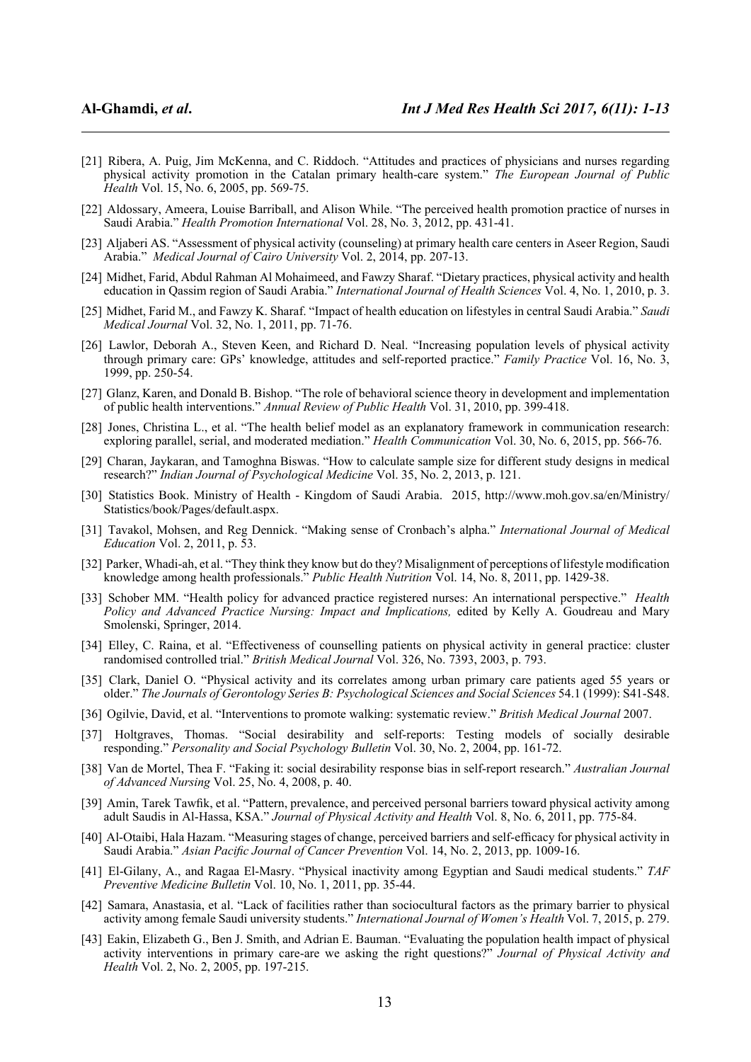[21] Ribera, A. Puig, Jim McKenna, and C. Riddoch. "Attitudes and practices of physicians and nurses regarding physical activity promotion in the Catalan primary health-care system." *The European Journal of Public Health* Vol. 15, No. 6, 2005, pp. 569-75.

[22] Aldossary, Ameera, Louise Barriball, and Alison While. "The perceived health promotion practice of nurses in Saudi Arabia." *Health Promotion International* Vol. 28, No. 3, 2012, pp. 431-41.

[23] Aljaberi AS. "Assessment of physical activity (counseling) at primary health care centers in Aseer Region, Saudi Arabia." *Medical Journal of Cairo University* Vol. 2, 2014, pp. 207-13.

[24] Midhet, Farid, Abdul Rahman Al Mohaimeed, and Fawzy Sharaf. "Dietary practices, physical activity and health education in Qassim region of Saudi Arabia." *International Journal of Health Sciences* Vol. 4, No. 1, 2010, p. 3.

[25] Midhet, Farid M., and Fawzy K. Sharaf. "Impact of health education on lifestyles in central Saudi Arabia." *Saudi Medical Journal* Vol. 32, No. 1, 2011, pp. 71-76.

[26] Lawlor, Deborah A., Steven Keen, and Richard D. Neal. "Increasing population levels of physical activity through primary care: GPs' knowledge, attitudes and self-reported practice." *Family Practice* Vol. 16, No. 3, 1999, pp. 250-54.

[27] Glanz, Karen, and Donald B. Bishop. "The role of behavioral science theory in development and implementation of public health interventions." *Annual Review of Public Health* Vol. 31, 2010, pp. 399-418.

[28] Jones, Christina L., et al. "The health belief model as an explanatory framework in communication research: exploring parallel, serial, and moderated mediation." *Health Communication* Vol. 30, No. 6, 2015, pp. 566-76.

[29] Charan, Jaykaran, and Tamoghna Biswas. "How to calculate sample size for different study designs in medical research?" *Indian Journal of Psychological Medicine* Vol. 35, No. 2, 2013, p. 121.

[30] Statistics Book. Ministry of Health - Kingdom of Saudi Arabia. 2015, http://www.moh.gov.sa/en/Ministry/Statistics/book/Pages/default.aspx.

[31] Tavakol, Mohsen, and Reg Dennick. "Making sense of Cronbach's alpha." *International Journal of Medical Education* Vol. 2, 2011, p. 53.

[32] Parker, Whadi-ah, et al. "They think they know but do they? Misalignment of perceptions of lifestyle modification knowledge among health professionals." *Public Health Nutrition* Vol. 14, No. 8, 2011, pp. 1429-38.

[33] Schober MM. "Health policy for advanced practice registered nurses: An international perspective." *Health Policy and Advanced Practice Nursing: Impact and Implications,* edited by Kelly A. Goudreau and Mary Smolenski, Springer, 2014.

[34] Elley, C. Raina, et al. "Effectiveness of counselling patients on physical activity in general practice: cluster randomised controlled trial." *British Medical Journal* Vol. 326, No. 7393, 2003, p. 793.

[35] Clark, Daniel O. "Physical activity and its correlates among urban primary care patients aged 55 years or older." *The Journals of Gerontology Series B: Psychological Sciences and Social Sciences* 54.1 (1999): S41-S48.

[36] Ogilvie, David, et al. "Interventions to promote walking: systematic review." *British Medical Journal* 2007.

[37] Holtgraves, Thomas. "Social desirability and self-reports: Testing models of socially desirable responding." *Personality and Social Psychology Bulletin* Vol. 30, No. 2, 2004, pp. 161-72.

[38] Van de Mortel, Thea F. "Faking it: social desirability response bias in self-report research." *Australian Journal of Advanced Nursing* Vol. 25, No. 4, 2008, p. 40.

[39] Amin, Tarek Tawfik, et al. "Pattern, prevalence, and perceived personal barriers toward physical activity among adult Saudis in Al-Hassa, KSA." *Journal of Physical Activity and Health* Vol. 8, No. 6, 2011, pp. 775-84.

[40] Al-Otaibi, Hala Hazam. "Measuring stages of change, perceived barriers and self-efficacy for physical activity in Saudi Arabia." *Asian Pacific Journal of Cancer Prevention* Vol. 14, No. 2, 2013, pp. 1009-16.

[41] El-Gilany, A., and Ragaa El-Masry. "Physical inactivity among Egyptian and Saudi medical students." *TAF Preventive Medicine Bulletin* Vol. 10, No. 1, 2011, pp. 35-44.

[42] Samara, Anastasia, et al. "Lack of facilities rather than sociocultural factors as the primary barrier to physical activity among female Saudi university students." *International Journal of Women's Health* Vol. 7, 2015, p. 279.

[43] Eakin, Elizabeth G., Ben J. Smith, and Adrian E. Bauman. "Evaluating the population health impact of physical activity interventions in primary care-are we asking the right questions?" *Journal of Physical Activity and Health* Vol. 2, No. 2, 2005, pp. 197-215.